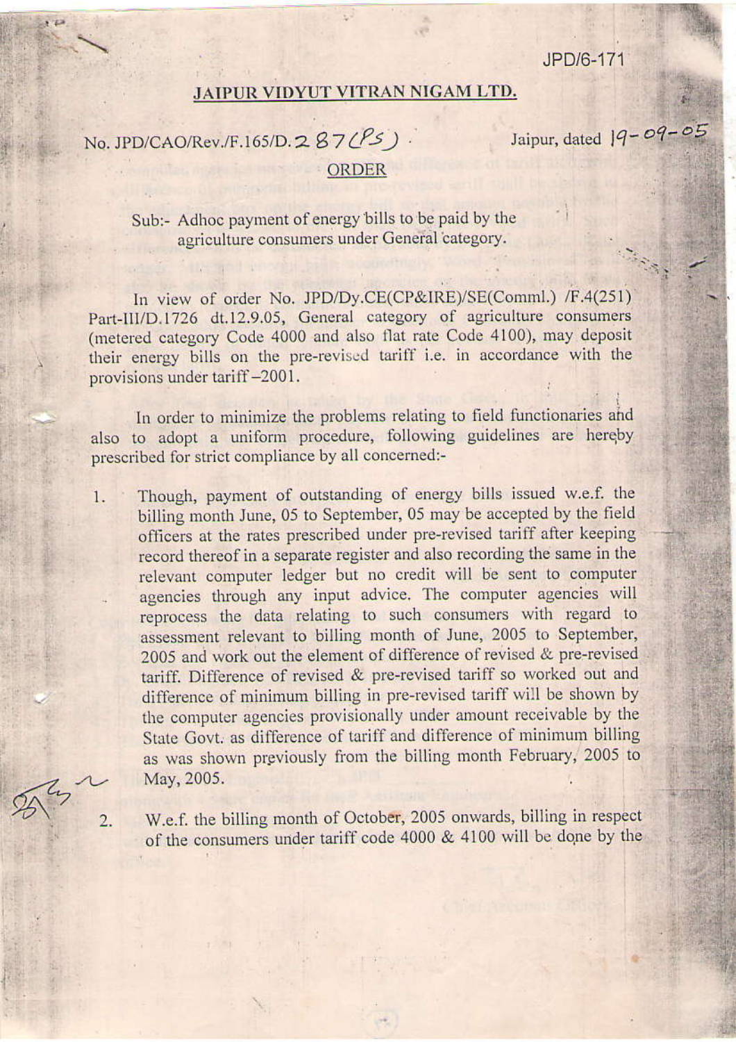JPD/6-171

# JAIPUR VIDYUT VITRAN NIGAM LTD.

No. JPD/CAO/Rev./F.165/D.287(PS)    Jaipur, dated 19-09-05

## ORDER

Sub:- Adhoc payment of energy bills to be paid by the agriculture consumers under General category.

In view of order No. JPD/Dy.CE(CP&IRE)/SE(Comml.) /F.4(251) Part-III/D.1726 dt.12.9.05, General category of agriculture consumers (metered category Code 4000 and also flat rate Code 4100), may deposit their energy bills on the pre-revised tariff i.e. in accordance with the provisions under tariff –2001.

In order to minimize the problems relating to field functionaries and also to adopt a uniform procedure, following guidelines are hereby prescribed for strict compliance by all concerned:-

1. Though, payment of outstanding of energy bills issued w.e.f. the billing month June, 05 to September, 05 may be accepted by the field officers at the rates prescribed under pre-revised tariff after keeping record thereof in a separate register and also recording the same in the relevant computer ledger but no credit will be sent to computer agencies through any input advice. The computer agencies will reprocess the data relating to such consumers with regard to assessment relevant to billing month of June, 2005 to September, 2005 and work out the element of difference of revised & pre-revised tariff. Difference of revised & pre-revised tariff so worked out and difference of minimum billing in pre-revised tariff will be shown by the computer agencies provisionally under amount receivable by the State Govt. as difference of tariff and difference of minimum billing as was shown previously from the billing month February, 2005 to May, 2005.

2. W.e.f. the billing month of October, 2005 onwards, billing in respect of the consumers under tariff code 4000 & 4100 will be done by the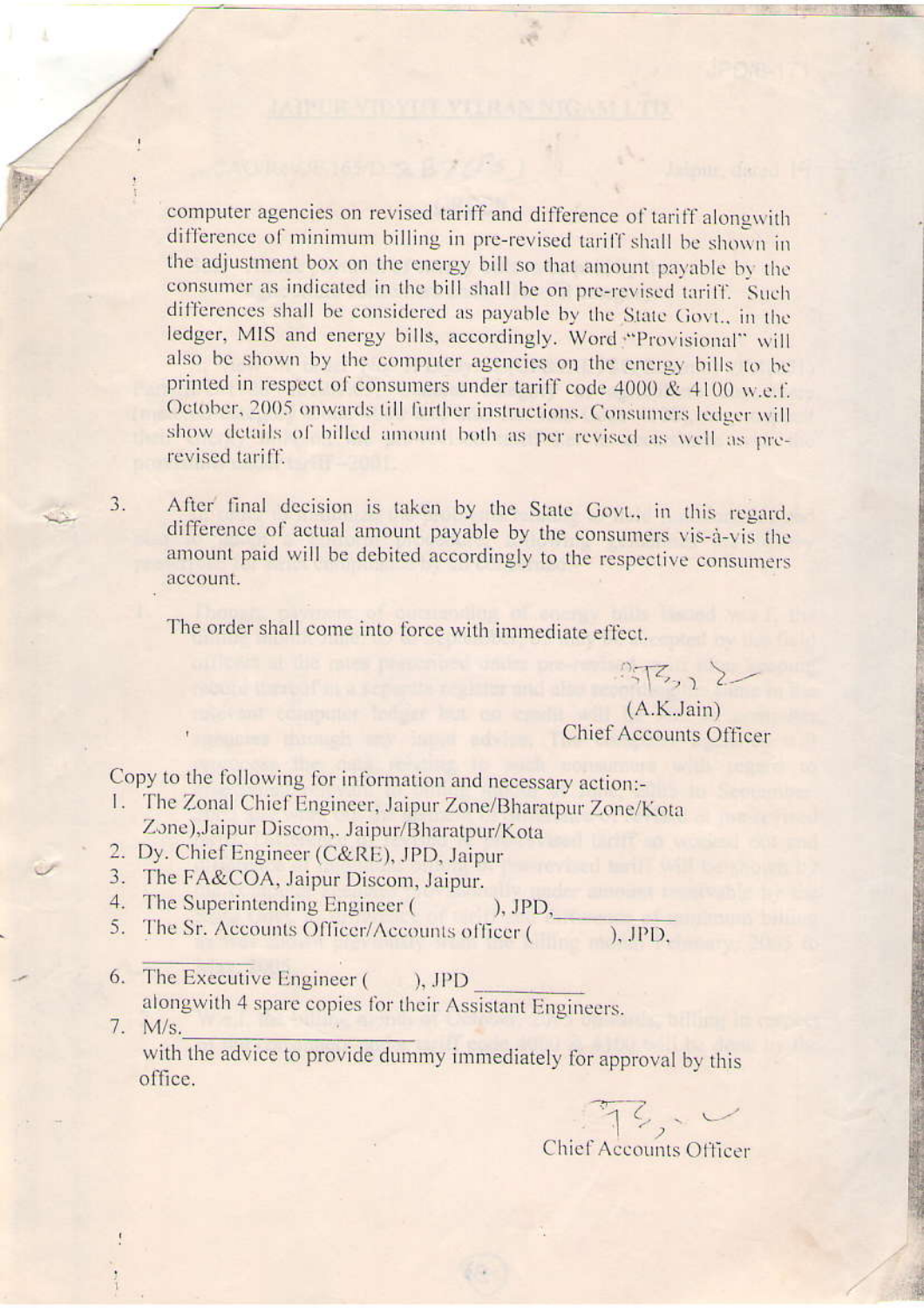computer agencies on revised tariff and difference of tariff alongwith difference of minimum billing in pre-revised tariff shall be shown in the adjustment box on the energy bill so that amount payable by the consumer as indicated in the bill shall be on pre-revised tariff. Such differences shall be considered as payable by the State Govt., in the ledger, MIS and energy bills, accordingly. Word "Provisional" will also be shown by the computer agencies on the energy bills to be printed in respect of consumers under tariff code 4000 & 4100 w.e.f. October, 2005 onwards till further instructions. Consumers ledger will show details of billed amount both as per revised as well as pre-revised tariff.

3. After final decision is taken by the State Govt., in this regard, difference of actual amount payable by the consumers vis-à-vis the amount paid will be debited accordingly to the respective consumers account.

The order shall come into force with immediate effect.

(A.K.Jain)
Chief Accounts Officer

Copy to the following for information and necessary action:-

1. The Zonal Chief Engineer, Jaipur Zone/Bharatpur Zone/Kota Zone),Jaipur Discom,. Jaipur/Bharatpur/Kota
2. Dy. Chief Engineer (C&RE), JPD, Jaipur
3. The FA&COA, Jaipur Discom, Jaipur.
4. The Superintending Engineer ( ), JPD, \_\_\_\_\_\_\_\_\_\_
5. The Sr. Accounts Officer/Accounts officer ( ), JPD.
6. The Executive Engineer ( ), JPD \_\_\_\_\_\_\_\_\_\_ alongwith 4 spare copies for their Assistant Engineers.
7. M/s.\_\_\_\_\_\_\_\_\_\_\_\_\_\_\_\_\_\_\_\_ with the advice to provide dummy immediately for approval by this office.

Chief Accounts Officer